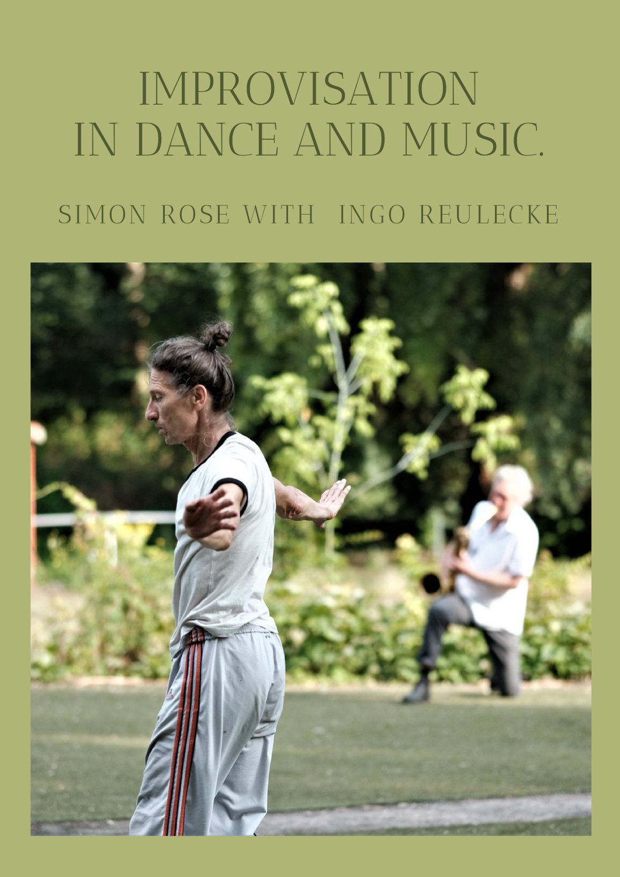# IMPROVISATION IN DANCE AND MUSIC.

SIMON ROSE WITH INGO REULECKE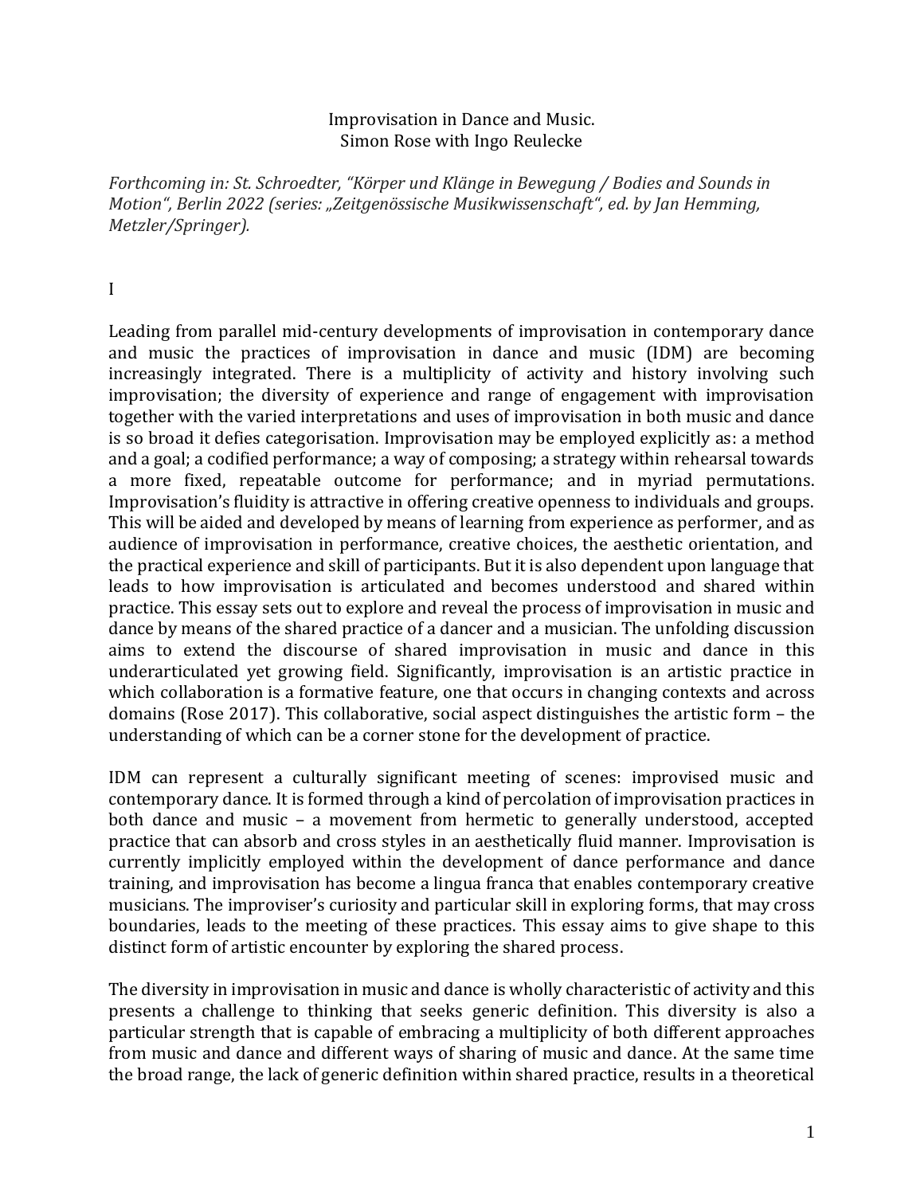Improvisation in Dance and Music.
Simon Rose with Ingo Reulecke

*Forthcoming in: St. Schroedter, "Körper und Klänge in Bewegung / Bodies and Sounds in Motion", Berlin 2022 (series: „Zeitgenössische Musikwissenschaft", ed. by Jan Hemming, Metzler/Springer).*

I

Leading from parallel mid-century developments of improvisation in contemporary dance and music the practices of improvisation in dance and music (IDM) are becoming increasingly integrated. There is a multiplicity of activity and history involving such improvisation; the diversity of experience and range of engagement with improvisation together with the varied interpretations and uses of improvisation in both music and dance is so broad it defies categorisation. Improvisation may be employed explicitly as: a method and a goal; a codified performance; a way of composing; a strategy within rehearsal towards a more fixed, repeatable outcome for performance; and in myriad permutations. Improvisation's fluidity is attractive in offering creative openness to individuals and groups. This will be aided and developed by means of learning from experience as performer, and as audience of improvisation in performance, creative choices, the aesthetic orientation, and the practical experience and skill of participants. But it is also dependent upon language that leads to how improvisation is articulated and becomes understood and shared within practice. This essay sets out to explore and reveal the process of improvisation in music and dance by means of the shared practice of a dancer and a musician. The unfolding discussion aims to extend the discourse of shared improvisation in music and dance in this underarticulated yet growing field. Significantly, improvisation is an artistic practice in which collaboration is a formative feature, one that occurs in changing contexts and across domains (Rose 2017). This collaborative, social aspect distinguishes the artistic form – the understanding of which can be a corner stone for the development of practice.

IDM can represent a culturally significant meeting of scenes: improvised music and contemporary dance. It is formed through a kind of percolation of improvisation practices in both dance and music – a movement from hermetic to generally understood, accepted practice that can absorb and cross styles in an aesthetically fluid manner. Improvisation is currently implicitly employed within the development of dance performance and dance training, and improvisation has become a lingua franca that enables contemporary creative musicians. The improviser's curiosity and particular skill in exploring forms, that may cross boundaries, leads to the meeting of these practices. This essay aims to give shape to this distinct form of artistic encounter by exploring the shared process.

The diversity in improvisation in music and dance is wholly characteristic of activity and this presents a challenge to thinking that seeks generic definition. This diversity is also a particular strength that is capable of embracing a multiplicity of both different approaches from music and dance and different ways of sharing of music and dance. At the same time the broad range, the lack of generic definition within shared practice, results in a theoretical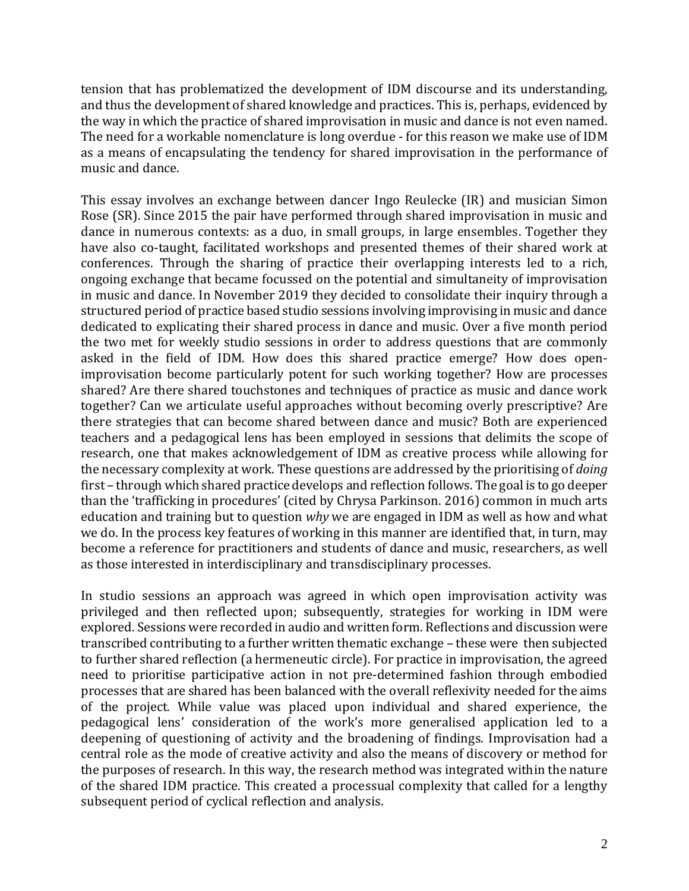tension that has problematized the development of IDM discourse and its understanding, and thus the development of shared knowledge and practices. This is, perhaps, evidenced by the way in which the practice of shared improvisation in music and dance is not even named. The need for a workable nomenclature is long overdue - for this reason we make use of IDM as a means of encapsulating the tendency for shared improvisation in the performance of music and dance.

This essay involves an exchange between dancer Ingo Reulecke (IR) and musician Simon Rose (SR). Since 2015 the pair have performed through shared improvisation in music and dance in numerous contexts: as a duo, in small groups, in large ensembles. Together they have also co-taught, facilitated workshops and presented themes of their shared work at conferences. Through the sharing of practice their overlapping interests led to a rich, ongoing exchange that became focussed on the potential and simultaneity of improvisation in music and dance. In November 2019 they decided to consolidate their inquiry through a structured period of practice based studio sessions involving improvising in music and dance dedicated to explicating their shared process in dance and music. Over a five month period the two met for weekly studio sessions in order to address questions that are commonly asked in the field of IDM. How does this shared practice emerge? How does open-improvisation become particularly potent for such working together? How are processes shared? Are there shared touchstones and techniques of practice as music and dance work together? Can we articulate useful approaches without becoming overly prescriptive? Are there strategies that can become shared between dance and music? Both are experienced teachers and a pedagogical lens has been employed in sessions that delimits the scope of research, one that makes acknowledgement of IDM as creative process while allowing for the necessary complexity at work. These questions are addressed by the prioritising of *doing* first – through which shared practice develops and reflection follows. The goal is to go deeper than the 'trafficking in procedures' (cited by Chrysa Parkinson. 2016) common in much arts education and training but to question *why* we are engaged in IDM as well as how and what we do. In the process key features of working in this manner are identified that, in turn, may become a reference for practitioners and students of dance and music, researchers, as well as those interested in interdisciplinary and transdisciplinary processes.

In studio sessions an approach was agreed in which open improvisation activity was privileged and then reflected upon; subsequently, strategies for working in IDM were explored. Sessions were recorded in audio and written form. Reflections and discussion were transcribed contributing to a further written thematic exchange – these were then subjected to further shared reflection (a hermeneutic circle). For practice in improvisation, the agreed need to prioritise participative action in not pre-determined fashion through embodied processes that are shared has been balanced with the overall reflexivity needed for the aims of the project. While value was placed upon individual and shared experience, the pedagogical lens' consideration of the work's more generalised application led to a deepening of questioning of activity and the broadening of findings. Improvisation had a central role as the mode of creative activity and also the means of discovery or method for the purposes of research. In this way, the research method was integrated within the nature of the shared IDM practice. This created a processual complexity that called for a lengthy subsequent period of cyclical reflection and analysis.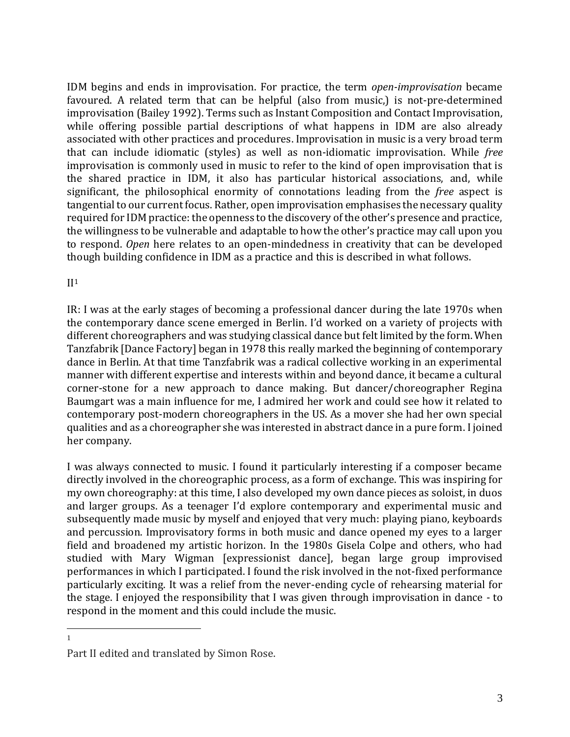IDM begins and ends in improvisation. For practice, the term *open-improvisation* became favoured. A related term that can be helpful (also from music,) is not-pre-determined improvisation (Bailey 1992). Terms such as Instant Composition and Contact Improvisation, while offering possible partial descriptions of what happens in IDM are also already associated with other practices and procedures. Improvisation in music is a very broad term that can include idiomatic (styles) as well as non-idiomatic improvisation. While *free* improvisation is commonly used in music to refer to the kind of open improvisation that is the shared practice in IDM, it also has particular historical associations, and, while significant, the philosophical enormity of connotations leading from the *free* aspect is tangential to our current focus. Rather, open improvisation emphasises the necessary quality required for IDM practice: the openness to the discovery of the other's presence and practice, the willingness to be vulnerable and adaptable to how the other's practice may call upon you to respond. *Open* here relates to an open-mindedness in creativity that can be developed though building confidence in IDM as a practice and this is described in what follows.

## II[1]

IR: I was at the early stages of becoming a professional dancer during the late 1970s when the contemporary dance scene emerged in Berlin. I'd worked on a variety of projects with different choreographers and was studying classical dance but felt limited by the form. When Tanzfabrik [Dance Factory] began in 1978 this really marked the beginning of contemporary dance in Berlin. At that time Tanzfabrik was a radical collective working in an experimental manner with different expertise and interests within and beyond dance, it became a cultural corner-stone for a new approach to dance making. But dancer/choreographer Regina Baumgart was a main influence for me, I admired her work and could see how it related to contemporary post-modern choreographers in the US. As a mover she had her own special qualities and as a choreographer she was interested in abstract dance in a pure form. I joined her company.

I was always connected to music. I found it particularly interesting if a composer became directly involved in the choreographic process, as a form of exchange. This was inspiring for my own choreography: at this time, I also developed my own dance pieces as soloist, in duos and larger groups. As a teenager I'd explore contemporary and experimental music and subsequently made music by myself and enjoyed that very much: playing piano, keyboards and percussion. Improvisatory forms in both music and dance opened my eyes to a larger field and broadened my artistic horizon. In the 1980s Gisela Colpe and others, who had studied with Mary Wigman [expressionist dance], began large group improvised performances in which I participated. I found the risk involved in the not-fixed performance particularly exciting. It was a relief from the never-ending cycle of rehearsing material for the stage. I enjoyed the responsibility that I was given through improvisation in dance - to respond in the moment and this could include the music.

---

[1] Part II edited and translated by Simon Rose.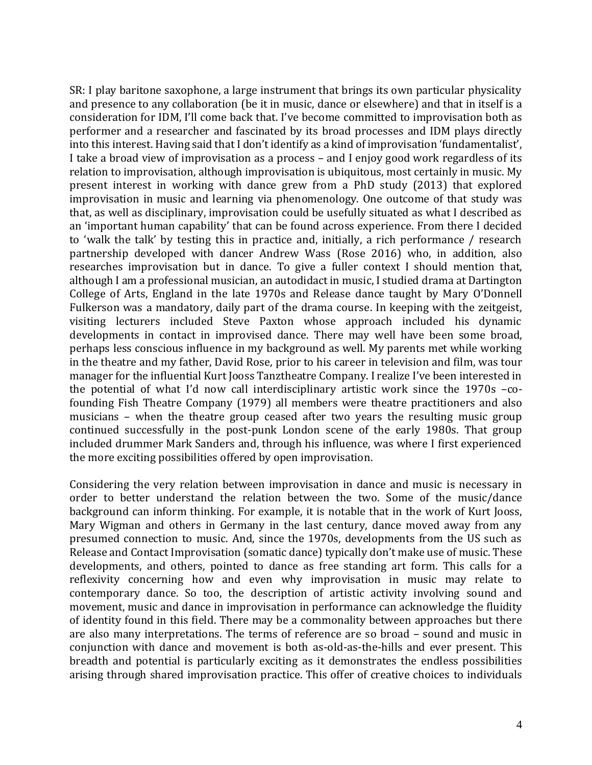SR: I play baritone saxophone, a large instrument that brings its own particular physicality and presence to any collaboration (be it in music, dance or elsewhere) and that in itself is a consideration for IDM, I'll come back that. I've become committed to improvisation both as performer and a researcher and fascinated by its broad processes and IDM plays directly into this interest. Having said that I don't identify as a kind of improvisation 'fundamentalist', I take a broad view of improvisation as a process – and I enjoy good work regardless of its relation to improvisation, although improvisation is ubiquitous, most certainly in music. My present interest in working with dance grew from a PhD study (2013) that explored improvisation in music and learning via phenomenology. One outcome of that study was that, as well as disciplinary, improvisation could be usefully situated as what I described as an 'important human capability' that can be found across experience. From there I decided to 'walk the talk' by testing this in practice and, initially, a rich performance / research partnership developed with dancer Andrew Wass (Rose 2016) who, in addition, also researches improvisation but in dance. To give a fuller context I should mention that, although I am a professional musician, an autodidact in music, I studied drama at Dartington College of Arts, England in the late 1970s and Release dance taught by Mary O'Donnell Fulkerson was a mandatory, daily part of the drama course. In keeping with the zeitgeist, visiting lecturers included Steve Paxton whose approach included his dynamic developments in contact in improvised dance. There may well have been some broad, perhaps less conscious influence in my background as well. My parents met while working in the theatre and my father, David Rose, prior to his career in television and film, was tour manager for the influential Kurt Jooss Tanztheatre Company. I realize I've been interested in the potential of what I'd now call interdisciplinary artistic work since the 1970s –co-founding Fish Theatre Company (1979) all members were theatre practitioners and also musicians – when the theatre group ceased after two years the resulting music group continued successfully in the post-punk London scene of the early 1980s. That group included drummer Mark Sanders and, through his influence, was where I first experienced the more exciting possibilities offered by open improvisation.

Considering the very relation between improvisation in dance and music is necessary in order to better understand the relation between the two. Some of the music/dance background can inform thinking. For example, it is notable that in the work of Kurt Jooss, Mary Wigman and others in Germany in the last century, dance moved away from any presumed connection to music. And, since the 1970s, developments from the US such as Release and Contact Improvisation (somatic dance) typically don't make use of music. These developments, and others, pointed to dance as free standing art form. This calls for a reflexivity concerning how and even why improvisation in music may relate to contemporary dance. So too, the description of artistic activity involving sound and movement, music and dance in improvisation in performance can acknowledge the fluidity of identity found in this field. There may be a commonality between approaches but there are also many interpretations. The terms of reference are so broad – sound and music in conjunction with dance and movement is both as-old-as-the-hills and ever present. This breadth and potential is particularly exciting as it demonstrates the endless possibilities arising through shared improvisation practice. This offer of creative choices to individuals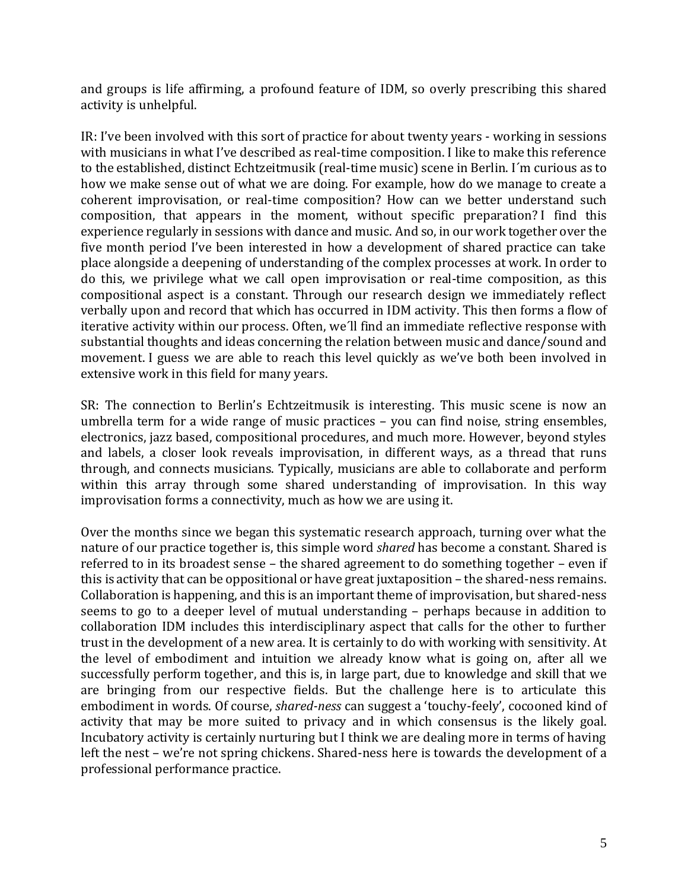and groups is life affirming, a profound feature of IDM, so overly prescribing this shared activity is unhelpful.

IR: I've been involved with this sort of practice for about twenty years - working in sessions with musicians in what I've described as real-time composition. I like to make this reference to the established, distinct Echtzeitmusik (real-time music) scene in Berlin. I´m curious as to how we make sense out of what we are doing. For example, how do we manage to create a coherent improvisation, or real-time composition? How can we better understand such composition, that appears in the moment, without specific preparation? I find this experience regularly in sessions with dance and music. And so, in our work together over the five month period I've been interested in how a development of shared practice can take place alongside a deepening of understanding of the complex processes at work. In order to do this, we privilege what we call open improvisation or real-time composition, as this compositional aspect is a constant. Through our research design we immediately reflect verbally upon and record that which has occurred in IDM activity. This then forms a flow of iterative activity within our process. Often, we´ll find an immediate reflective response with substantial thoughts and ideas concerning the relation between music and dance/sound and movement. I guess we are able to reach this level quickly as we've both been involved in extensive work in this field for many years.

SR: The connection to Berlin's Echtzeitmusik is interesting. This music scene is now an umbrella term for a wide range of music practices – you can find noise, string ensembles, electronics, jazz based, compositional procedures, and much more. However, beyond styles and labels, a closer look reveals improvisation, in different ways, as a thread that runs through, and connects musicians. Typically, musicians are able to collaborate and perform within this array through some shared understanding of improvisation. In this way improvisation forms a connectivity, much as how we are using it.

Over the months since we began this systematic research approach, turning over what the nature of our practice together is, this simple word *shared* has become a constant. Shared is referred to in its broadest sense – the shared agreement to do something together – even if this is activity that can be oppositional or have great juxtaposition – the shared-ness remains. Collaboration is happening, and this is an important theme of improvisation, but shared-ness seems to go to a deeper level of mutual understanding – perhaps because in addition to collaboration IDM includes this interdisciplinary aspect that calls for the other to further trust in the development of a new area. It is certainly to do with working with sensitivity. At the level of embodiment and intuition we already know what is going on, after all we successfully perform together, and this is, in large part, due to knowledge and skill that we are bringing from our respective fields. But the challenge here is to articulate this embodiment in words. Of course, *shared-ness* can suggest a 'touchy-feely', cocooned kind of activity that may be more suited to privacy and in which consensus is the likely goal. Incubatory activity is certainly nurturing but I think we are dealing more in terms of having left the nest – we're not spring chickens. Shared-ness here is towards the development of a professional performance practice.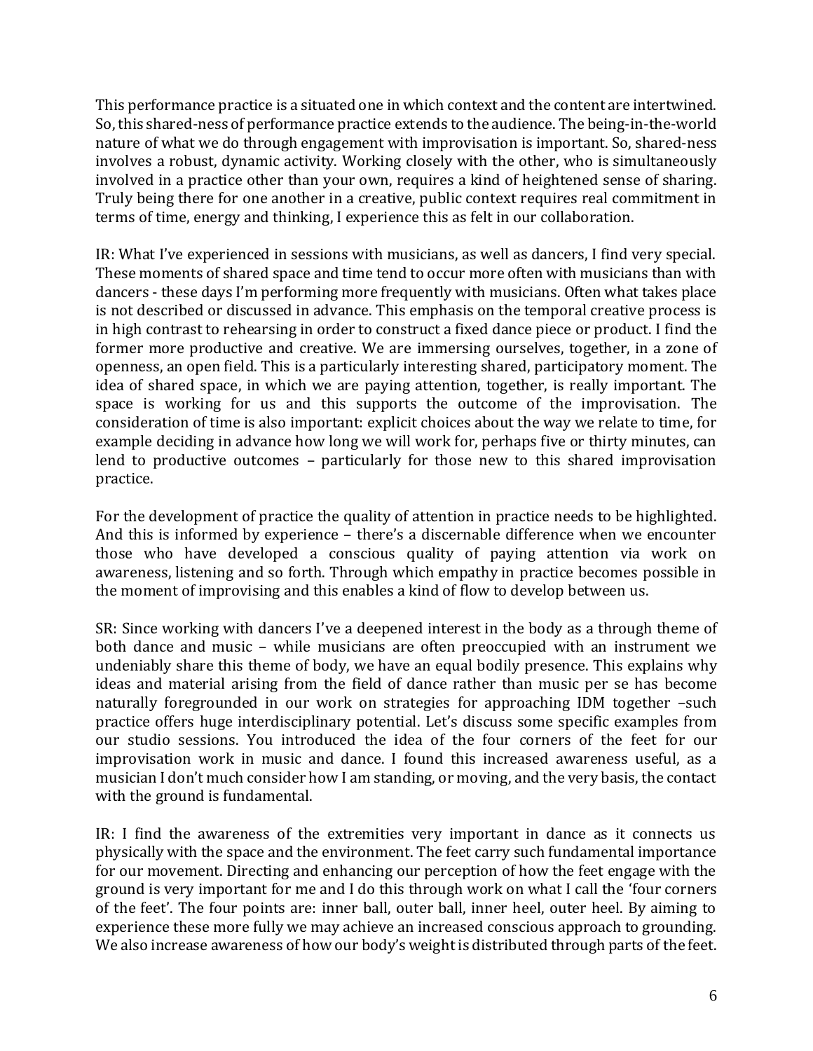This performance practice is a situated one in which context and the content are intertwined. So, this shared-ness of performance practice extends to the audience. The being-in-the-world nature of what we do through engagement with improvisation is important. So, shared-ness involves a robust, dynamic activity. Working closely with the other, who is simultaneously involved in a practice other than your own, requires a kind of heightened sense of sharing. Truly being there for one another in a creative, public context requires real commitment in terms of time, energy and thinking, I experience this as felt in our collaboration.

IR: What I've experienced in sessions with musicians, as well as dancers, I find very special. These moments of shared space and time tend to occur more often with musicians than with dancers - these days I'm performing more frequently with musicians. Often what takes place is not described or discussed in advance. This emphasis on the temporal creative process is in high contrast to rehearsing in order to construct a fixed dance piece or product. I find the former more productive and creative. We are immersing ourselves, together, in a zone of openness, an open field. This is a particularly interesting shared, participatory moment. The idea of shared space, in which we are paying attention, together, is really important. The space is working for us and this supports the outcome of the improvisation. The consideration of time is also important: explicit choices about the way we relate to time, for example deciding in advance how long we will work for, perhaps five or thirty minutes, can lend to productive outcomes – particularly for those new to this shared improvisation practice.

For the development of practice the quality of attention in practice needs to be highlighted. And this is informed by experience – there's a discernable difference when we encounter those who have developed a conscious quality of paying attention via work on awareness, listening and so forth. Through which empathy in practice becomes possible in the moment of improvising and this enables a kind of flow to develop between us.

SR: Since working with dancers I've a deepened interest in the body as a through theme of both dance and music – while musicians are often preoccupied with an instrument we undeniably share this theme of body, we have an equal bodily presence. This explains why ideas and material arising from the field of dance rather than music per se has become naturally foregrounded in our work on strategies for approaching IDM together –such practice offers huge interdisciplinary potential. Let's discuss some specific examples from our studio sessions. You introduced the idea of the four corners of the feet for our improvisation work in music and dance. I found this increased awareness useful, as a musician I don't much consider how I am standing, or moving, and the very basis, the contact with the ground is fundamental.

IR: I find the awareness of the extremities very important in dance as it connects us physically with the space and the environment. The feet carry such fundamental importance for our movement. Directing and enhancing our perception of how the feet engage with the ground is very important for me and I do this through work on what I call the 'four corners of the feet'. The four points are: inner ball, outer ball, inner heel, outer heel. By aiming to experience these more fully we may achieve an increased conscious approach to grounding. We also increase awareness of how our body's weight is distributed through parts of the feet.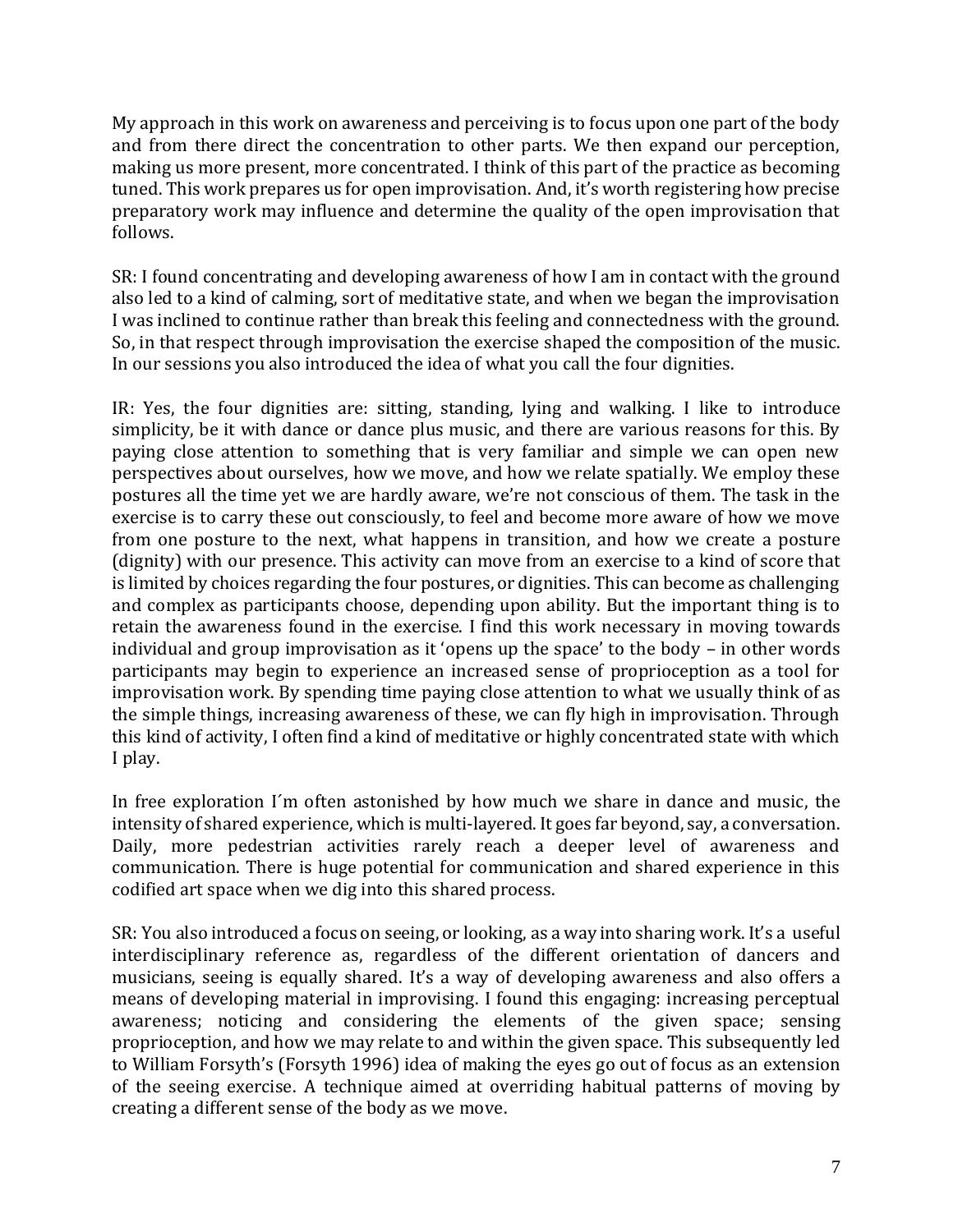My approach in this work on awareness and perceiving is to focus upon one part of the body and from there direct the concentration to other parts. We then expand our perception, making us more present, more concentrated. I think of this part of the practice as becoming tuned. This work prepares us for open improvisation. And, it's worth registering how precise preparatory work may influence and determine the quality of the open improvisation that follows.

SR: I found concentrating and developing awareness of how I am in contact with the ground also led to a kind of calming, sort of meditative state, and when we began the improvisation I was inclined to continue rather than break this feeling and connectedness with the ground. So, in that respect through improvisation the exercise shaped the composition of the music. In our sessions you also introduced the idea of what you call the four dignities.

IR: Yes, the four dignities are: sitting, standing, lying and walking. I like to introduce simplicity, be it with dance or dance plus music, and there are various reasons for this. By paying close attention to something that is very familiar and simple we can open new perspectives about ourselves, how we move, and how we relate spatially. We employ these postures all the time yet we are hardly aware, we're not conscious of them. The task in the exercise is to carry these out consciously, to feel and become more aware of how we move from one posture to the next, what happens in transition, and how we create a posture (dignity) with our presence. This activity can move from an exercise to a kind of score that is limited by choices regarding the four postures, or dignities. This can become as challenging and complex as participants choose, depending upon ability. But the important thing is to retain the awareness found in the exercise. I find this work necessary in moving towards individual and group improvisation as it 'opens up the space' to the body – in other words participants may begin to experience an increased sense of proprioception as a tool for improvisation work. By spending time paying close attention to what we usually think of as the simple things, increasing awareness of these, we can fly high in improvisation. Through this kind of activity, I often find a kind of meditative or highly concentrated state with which I play.

In free exploration I´m often astonished by how much we share in dance and music, the intensity of shared experience, which is multi-layered. It goes far beyond, say, a conversation. Daily, more pedestrian activities rarely reach a deeper level of awareness and communication. There is huge potential for communication and shared experience in this codified art space when we dig into this shared process.

SR: You also introduced a focus on seeing, or looking, as a way into sharing work. It's a useful interdisciplinary reference as, regardless of the different orientation of dancers and musicians, seeing is equally shared. It's a way of developing awareness and also offers a means of developing material in improvising. I found this engaging: increasing perceptual awareness; noticing and considering the elements of the given space; sensing proprioception, and how we may relate to and within the given space. This subsequently led to William Forsyth's (Forsyth 1996) idea of making the eyes go out of focus as an extension of the seeing exercise. A technique aimed at overriding habitual patterns of moving by creating a different sense of the body as we move.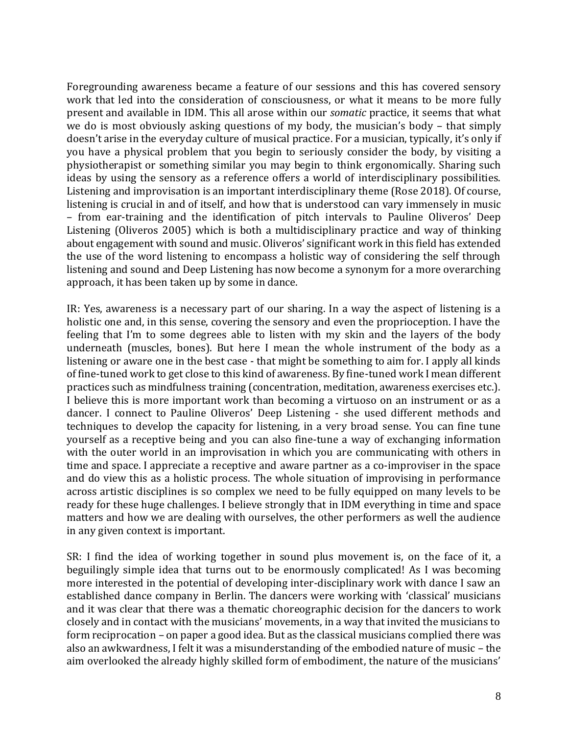Foregrounding awareness became a feature of our sessions and this has covered sensory work that led into the consideration of consciousness, or what it means to be more fully present and available in IDM. This all arose within our *somatic* practice, it seems that what we do is most obviously asking questions of my body, the musician's body – that simply doesn't arise in the everyday culture of musical practice. For a musician, typically, it's only if you have a physical problem that you begin to seriously consider the body, by visiting a physiotherapist or something similar you may begin to think ergonomically. Sharing such ideas by using the sensory as a reference offers a world of interdisciplinary possibilities. Listening and improvisation is an important interdisciplinary theme (Rose 2018). Of course, listening is crucial in and of itself, and how that is understood can vary immensely in music – from ear-training and the identification of pitch intervals to Pauline Oliveros' Deep Listening (Oliveros 2005) which is both a multidisciplinary practice and way of thinking about engagement with sound and music. Oliveros' significant work in this field has extended the use of the word listening to encompass a holistic way of considering the self through listening and sound and Deep Listening has now become a synonym for a more overarching approach, it has been taken up by some in dance.

IR: Yes, awareness is a necessary part of our sharing. In a way the aspect of listening is a holistic one and, in this sense, covering the sensory and even the proprioception. I have the feeling that I'm to some degrees able to listen with my skin and the layers of the body underneath (muscles, bones). But here I mean the whole instrument of the body as a listening or aware one in the best case - that might be something to aim for. I apply all kinds of fine-tuned work to get close to this kind of awareness. By fine-tuned work I mean different practices such as mindfulness training (concentration, meditation, awareness exercises etc.). I believe this is more important work than becoming a virtuoso on an instrument or as a dancer. I connect to Pauline Oliveros' Deep Listening - she used different methods and techniques to develop the capacity for listening, in a very broad sense. You can fine tune yourself as a receptive being and you can also fine-tune a way of exchanging information with the outer world in an improvisation in which you are communicating with others in time and space. I appreciate a receptive and aware partner as a co-improviser in the space and do view this as a holistic process. The whole situation of improvising in performance across artistic disciplines is so complex we need to be fully equipped on many levels to be ready for these huge challenges. I believe strongly that in IDM everything in time and space matters and how we are dealing with ourselves, the other performers as well the audience in any given context is important.

SR: I find the idea of working together in sound plus movement is, on the face of it, a beguilingly simple idea that turns out to be enormously complicated! As I was becoming more interested in the potential of developing inter-disciplinary work with dance I saw an established dance company in Berlin. The dancers were working with 'classical' musicians and it was clear that there was a thematic choreographic decision for the dancers to work closely and in contact with the musicians' movements, in a way that invited the musicians to form reciprocation – on paper a good idea. But as the classical musicians complied there was also an awkwardness, I felt it was a misunderstanding of the embodied nature of music – the aim overlooked the already highly skilled form of embodiment, the nature of the musicians'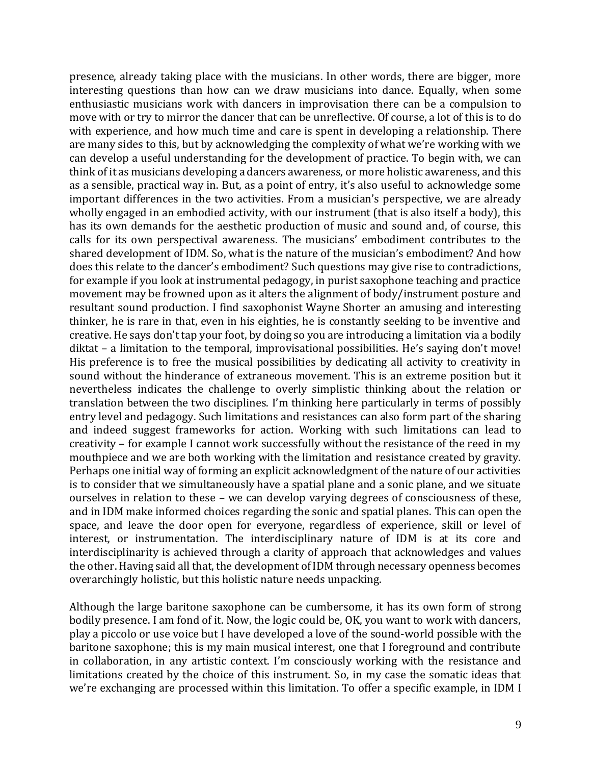presence, already taking place with the musicians. In other words, there are bigger, more interesting questions than how can we draw musicians into dance. Equally, when some enthusiastic musicians work with dancers in improvisation there can be a compulsion to move with or try to mirror the dancer that can be unreflective. Of course, a lot of this is to do with experience, and how much time and care is spent in developing a relationship. There are many sides to this, but by acknowledging the complexity of what we're working with we can develop a useful understanding for the development of practice. To begin with, we can think of it as musicians developing a dancers awareness, or more holistic awareness, and this as a sensible, practical way in. But, as a point of entry, it's also useful to acknowledge some important differences in the two activities. From a musician's perspective, we are already wholly engaged in an embodied activity, with our instrument (that is also itself a body), this has its own demands for the aesthetic production of music and sound and, of course, this calls for its own perspectival awareness. The musicians' embodiment contributes to the shared development of IDM. So, what is the nature of the musician's embodiment? And how does this relate to the dancer's embodiment? Such questions may give rise to contradictions, for example if you look at instrumental pedagogy, in purist saxophone teaching and practice movement may be frowned upon as it alters the alignment of body/instrument posture and resultant sound production. I find saxophonist Wayne Shorter an amusing and interesting thinker, he is rare in that, even in his eighties, he is constantly seeking to be inventive and creative. He says don't tap your foot, by doing so you are introducing a limitation via a bodily diktat – a limitation to the temporal, improvisational possibilities. He's saying don't move! His preference is to free the musical possibilities by dedicating all activity to creativity in sound without the hinderance of extraneous movement. This is an extreme position but it nevertheless indicates the challenge to overly simplistic thinking about the relation or translation between the two disciplines. I'm thinking here particularly in terms of possibly entry level and pedagogy. Such limitations and resistances can also form part of the sharing and indeed suggest frameworks for action. Working with such limitations can lead to creativity – for example I cannot work successfully without the resistance of the reed in my mouthpiece and we are both working with the limitation and resistance created by gravity. Perhaps one initial way of forming an explicit acknowledgment of the nature of our activities is to consider that we simultaneously have a spatial plane and a sonic plane, and we situate ourselves in relation to these – we can develop varying degrees of consciousness of these, and in IDM make informed choices regarding the sonic and spatial planes. This can open the space, and leave the door open for everyone, regardless of experience, skill or level of interest, or instrumentation. The interdisciplinary nature of IDM is at its core and interdisciplinarity is achieved through a clarity of approach that acknowledges and values the other. Having said all that, the development of IDM through necessary openness becomes overarchingly holistic, but this holistic nature needs unpacking.

Although the large baritone saxophone can be cumbersome, it has its own form of strong bodily presence. I am fond of it. Now, the logic could be, OK, you want to work with dancers, play a piccolo or use voice but I have developed a love of the sound-world possible with the baritone saxophone; this is my main musical interest, one that I foreground and contribute in collaboration, in any artistic context. I'm consciously working with the resistance and limitations created by the choice of this instrument. So, in my case the somatic ideas that we're exchanging are processed within this limitation. To offer a specific example, in IDM I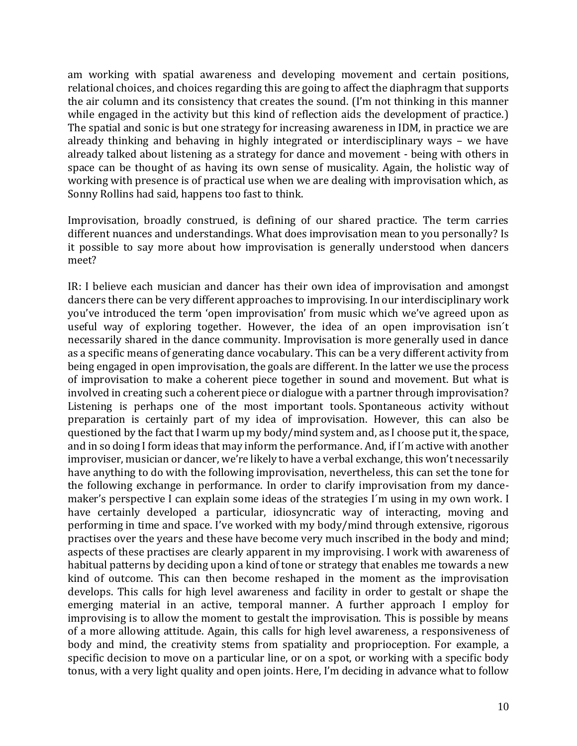am working with spatial awareness and developing movement and certain positions, relational choices, and choices regarding this are going to affect the diaphragm that supports the air column and its consistency that creates the sound. (I'm not thinking in this manner while engaged in the activity but this kind of reflection aids the development of practice.) The spatial and sonic is but one strategy for increasing awareness in IDM, in practice we are already thinking and behaving in highly integrated or interdisciplinary ways – we have already talked about listening as a strategy for dance and movement - being with others in space can be thought of as having its own sense of musicality. Again, the holistic way of working with presence is of practical use when we are dealing with improvisation which, as Sonny Rollins had said, happens too fast to think.

Improvisation, broadly construed, is defining of our shared practice. The term carries different nuances and understandings. What does improvisation mean to you personally? Is it possible to say more about how improvisation is generally understood when dancers meet?

IR: I believe each musician and dancer has their own idea of improvisation and amongst dancers there can be very different approaches to improvising. In our interdisciplinary work you've introduced the term 'open improvisation' from music which we've agreed upon as useful way of exploring together. However, the idea of an open improvisation isn´t necessarily shared in the dance community. Improvisation is more generally used in dance as a specific means of generating dance vocabulary. This can be a very different activity from being engaged in open improvisation, the goals are different. In the latter we use the process of improvisation to make a coherent piece together in sound and movement. But what is involved in creating such a coherent piece or dialogue with a partner through improvisation? Listening is perhaps one of the most important tools. Spontaneous activity without preparation is certainly part of my idea of improvisation. However, this can also be questioned by the fact that I warm up my body/mind system and, as I choose put it, the space, and in so doing I form ideas that may inform the performance. And, if I´m active with another improviser, musician or dancer, we're likely to have a verbal exchange, this won't necessarily have anything to do with the following improvisation, nevertheless, this can set the tone for the following exchange in performance. In order to clarify improvisation from my dance-maker's perspective I can explain some ideas of the strategies I´m using in my own work. I have certainly developed a particular, idiosyncratic way of interacting, moving and performing in time and space. I've worked with my body/mind through extensive, rigorous practises over the years and these have become very much inscribed in the body and mind; aspects of these practises are clearly apparent in my improvising. I work with awareness of habitual patterns by deciding upon a kind of tone or strategy that enables me towards a new kind of outcome. This can then become reshaped in the moment as the improvisation develops. This calls for high level awareness and facility in order to gestalt or shape the emerging material in an active, temporal manner. A further approach I employ for improvising is to allow the moment to gestalt the improvisation. This is possible by means of a more allowing attitude. Again, this calls for high level awareness, a responsiveness of body and mind, the creativity stems from spatiality and proprioception. For example, a specific decision to move on a particular line, or on a spot, or working with a specific body tonus, with a very light quality and open joints. Here, I'm deciding in advance what to follow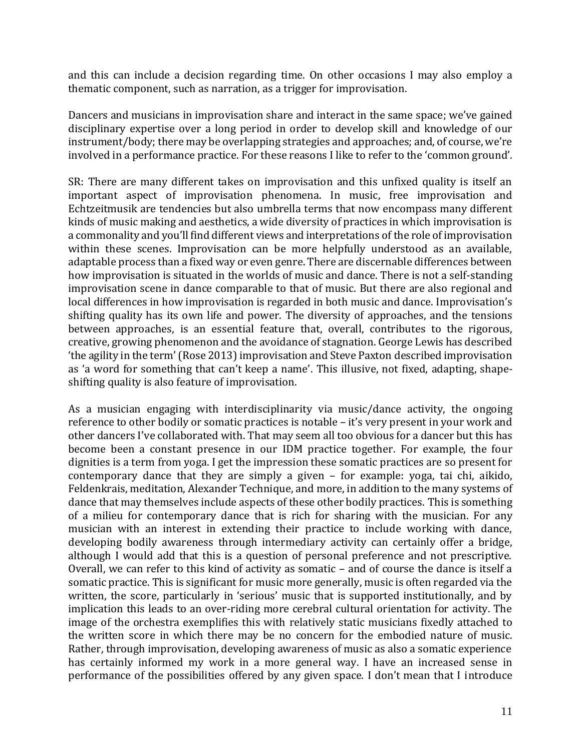and this can include a decision regarding time. On other occasions I may also employ a thematic component, such as narration, as a trigger for improvisation.

Dancers and musicians in improvisation share and interact in the same space; we've gained disciplinary expertise over a long period in order to develop skill and knowledge of our instrument/body; there may be overlapping strategies and approaches; and, of course, we're involved in a performance practice. For these reasons I like to refer to the 'common ground'.

SR: There are many different takes on improvisation and this unfixed quality is itself an important aspect of improvisation phenomena. In music, free improvisation and Echtzeitmusik are tendencies but also umbrella terms that now encompass many different kinds of music making and aesthetics, a wide diversity of practices in which improvisation is a commonality and you'll find different views and interpretations of the role of improvisation within these scenes. Improvisation can be more helpfully understood as an available, adaptable process than a fixed way or even genre. There are discernable differences between how improvisation is situated in the worlds of music and dance. There is not a self-standing improvisation scene in dance comparable to that of music. But there are also regional and local differences in how improvisation is regarded in both music and dance. Improvisation's shifting quality has its own life and power. The diversity of approaches, and the tensions between approaches, is an essential feature that, overall, contributes to the rigorous, creative, growing phenomenon and the avoidance of stagnation. George Lewis has described 'the agility in the term' (Rose 2013) improvisation and Steve Paxton described improvisation as 'a word for something that can't keep a name'. This illusive, not fixed, adapting, shape-shifting quality is also feature of improvisation.

As a musician engaging with interdisciplinarity via music/dance activity, the ongoing reference to other bodily or somatic practices is notable – it's very present in your work and other dancers I've collaborated with. That may seem all too obvious for a dancer but this has become been a constant presence in our IDM practice together. For example, the four dignities is a term from yoga. I get the impression these somatic practices are so present for contemporary dance that they are simply a given – for example: yoga, tai chi, aikido, Feldenkrais, meditation, Alexander Technique, and more, in addition to the many systems of dance that may themselves include aspects of these other bodily practices. This is something of a milieu for contemporary dance that is rich for sharing with the musician. For any musician with an interest in extending their practice to include working with dance, developing bodily awareness through intermediary activity can certainly offer a bridge, although I would add that this is a question of personal preference and not prescriptive. Overall, we can refer to this kind of activity as somatic – and of course the dance is itself a somatic practice. This is significant for music more generally, music is often regarded via the written, the score, particularly in 'serious' music that is supported institutionally, and by implication this leads to an over-riding more cerebral cultural orientation for activity. The image of the orchestra exemplifies this with relatively static musicians fixedly attached to the written score in which there may be no concern for the embodied nature of music. Rather, through improvisation, developing awareness of music as also a somatic experience has certainly informed my work in a more general way. I have an increased sense in performance of the possibilities offered by any given space. I don't mean that I introduce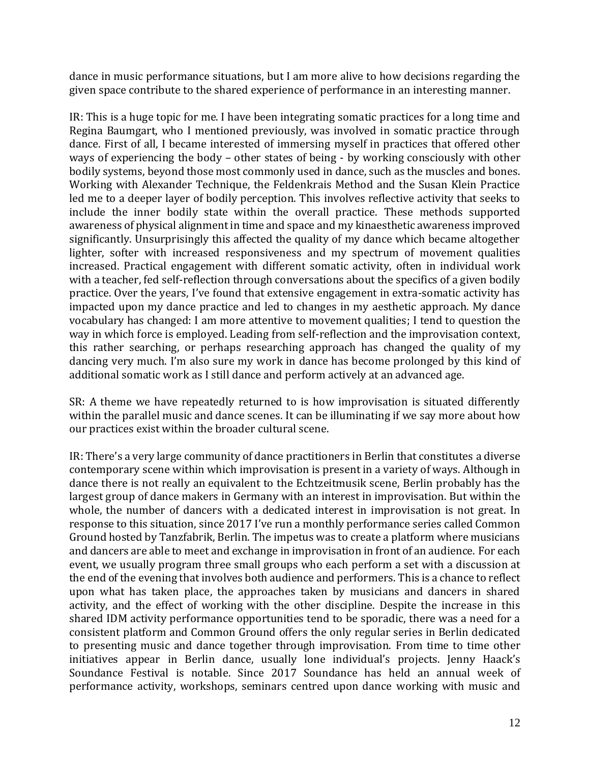dance in music performance situations, but I am more alive to how decisions regarding the given space contribute to the shared experience of performance in an interesting manner.

IR: This is a huge topic for me. I have been integrating somatic practices for a long time and Regina Baumgart, who I mentioned previously, was involved in somatic practice through dance. First of all, I became interested of immersing myself in practices that offered other ways of experiencing the body – other states of being - by working consciously with other bodily systems, beyond those most commonly used in dance, such as the muscles and bones. Working with Alexander Technique, the Feldenkrais Method and the Susan Klein Practice led me to a deeper layer of bodily perception. This involves reflective activity that seeks to include the inner bodily state within the overall practice. These methods supported awareness of physical alignment in time and space and my kinaesthetic awareness improved significantly. Unsurprisingly this affected the quality of my dance which became altogether lighter, softer with increased responsiveness and my spectrum of movement qualities increased. Practical engagement with different somatic activity, often in individual work with a teacher, fed self-reflection through conversations about the specifics of a given bodily practice. Over the years, I've found that extensive engagement in extra-somatic activity has impacted upon my dance practice and led to changes in my aesthetic approach. My dance vocabulary has changed: I am more attentive to movement qualities; I tend to question the way in which force is employed. Leading from self-reflection and the improvisation context, this rather searching, or perhaps researching approach has changed the quality of my dancing very much. I'm also sure my work in dance has become prolonged by this kind of additional somatic work as I still dance and perform actively at an advanced age.

SR: A theme we have repeatedly returned to is how improvisation is situated differently within the parallel music and dance scenes. It can be illuminating if we say more about how our practices exist within the broader cultural scene.

IR: There's a very large community of dance practitioners in Berlin that constitutes a diverse contemporary scene within which improvisation is present in a variety of ways. Although in dance there is not really an equivalent to the Echtzeitmusik scene, Berlin probably has the largest group of dance makers in Germany with an interest in improvisation. But within the whole, the number of dancers with a dedicated interest in improvisation is not great. In response to this situation, since 2017 I've run a monthly performance series called Common Ground hosted by Tanzfabrik, Berlin. The impetus was to create a platform where musicians and dancers are able to meet and exchange in improvisation in front of an audience. For each event, we usually program three small groups who each perform a set with a discussion at the end of the evening that involves both audience and performers. This is a chance to reflect upon what has taken place, the approaches taken by musicians and dancers in shared activity, and the effect of working with the other discipline. Despite the increase in this shared IDM activity performance opportunities tend to be sporadic, there was a need for a consistent platform and Common Ground offers the only regular series in Berlin dedicated to presenting music and dance together through improvisation. From time to time other initiatives appear in Berlin dance, usually lone individual's projects. Jenny Haack's Soundance Festival is notable. Since 2017 Soundance has held an annual week of performance activity, workshops, seminars centred upon dance working with music and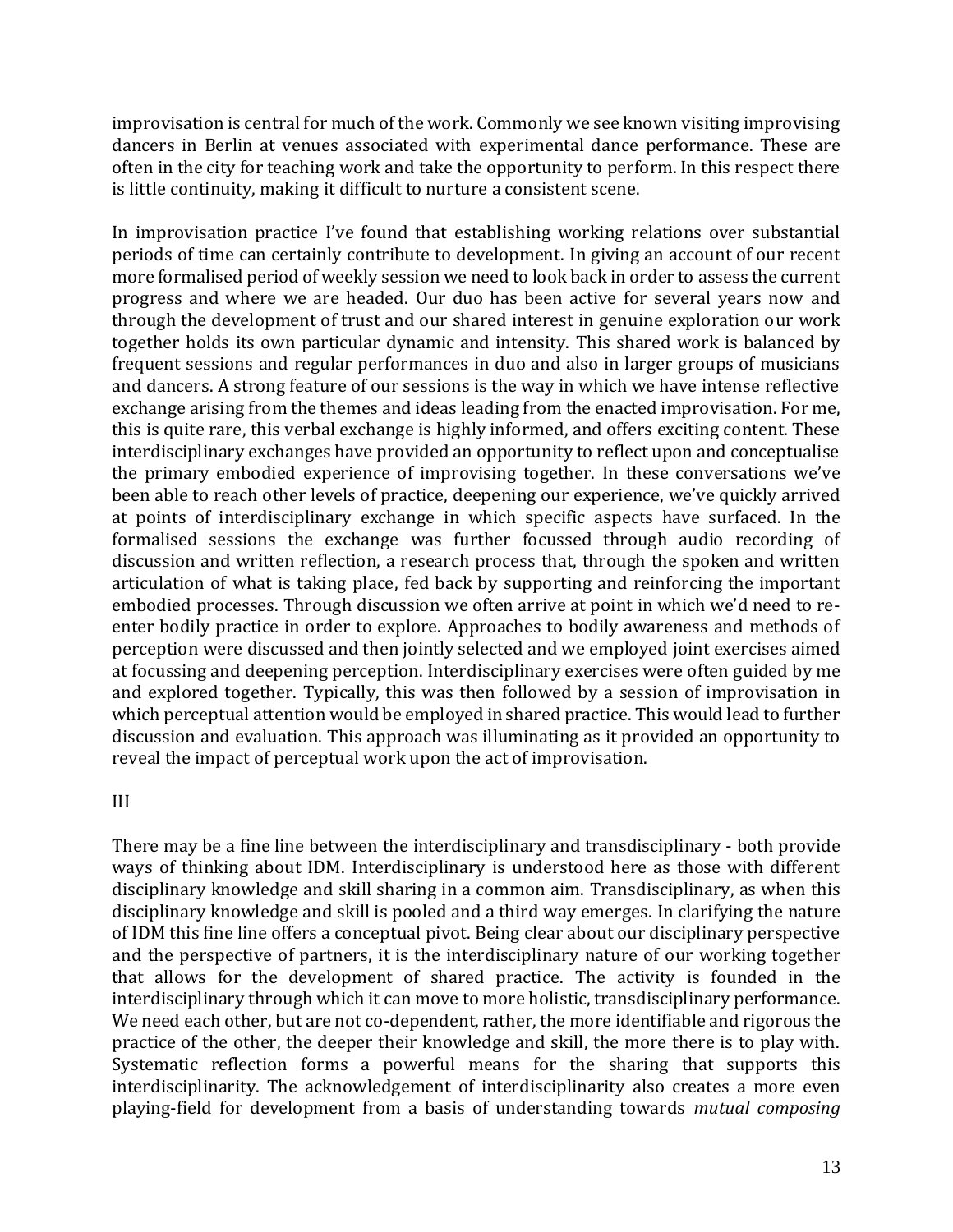improvisation is central for much of the work. Commonly we see known visiting improvising dancers in Berlin at venues associated with experimental dance performance. These are often in the city for teaching work and take the opportunity to perform. In this respect there is little continuity, making it difficult to nurture a consistent scene.

In improvisation practice I've found that establishing working relations over substantial periods of time can certainly contribute to development. In giving an account of our recent more formalised period of weekly session we need to look back in order to assess the current progress and where we are headed. Our duo has been active for several years now and through the development of trust and our shared interest in genuine exploration our work together holds its own particular dynamic and intensity. This shared work is balanced by frequent sessions and regular performances in duo and also in larger groups of musicians and dancers. A strong feature of our sessions is the way in which we have intense reflective exchange arising from the themes and ideas leading from the enacted improvisation. For me, this is quite rare, this verbal exchange is highly informed, and offers exciting content. These interdisciplinary exchanges have provided an opportunity to reflect upon and conceptualise the primary embodied experience of improvising together. In these conversations we've been able to reach other levels of practice, deepening our experience, we've quickly arrived at points of interdisciplinary exchange in which specific aspects have surfaced. In the formalised sessions the exchange was further focussed through audio recording of discussion and written reflection, a research process that, through the spoken and written articulation of what is taking place, fed back by supporting and reinforcing the important embodied processes. Through discussion we often arrive at point in which we'd need to re-enter bodily practice in order to explore. Approaches to bodily awareness and methods of perception were discussed and then jointly selected and we employed joint exercises aimed at focussing and deepening perception. Interdisciplinary exercises were often guided by me and explored together. Typically, this was then followed by a session of improvisation in which perceptual attention would be employed in shared practice. This would lead to further discussion and evaluation. This approach was illuminating as it provided an opportunity to reveal the impact of perceptual work upon the act of improvisation.

## III

There may be a fine line between the interdisciplinary and transdisciplinary - both provide ways of thinking about IDM. Interdisciplinary is understood here as those with different disciplinary knowledge and skill sharing in a common aim. Transdisciplinary, as when this disciplinary knowledge and skill is pooled and a third way emerges. In clarifying the nature of IDM this fine line offers a conceptual pivot. Being clear about our disciplinary perspective and the perspective of partners, it is the interdisciplinary nature of our working together that allows for the development of shared practice. The activity is founded in the interdisciplinary through which it can move to more holistic, transdisciplinary performance. We need each other, but are not co-dependent, rather, the more identifiable and rigorous the practice of the other, the deeper their knowledge and skill, the more there is to play with. Systematic reflection forms a powerful means for the sharing that supports this interdisciplinarity. The acknowledgement of interdisciplinarity also creates a more even playing-field for development from a basis of understanding towards *mutual composing*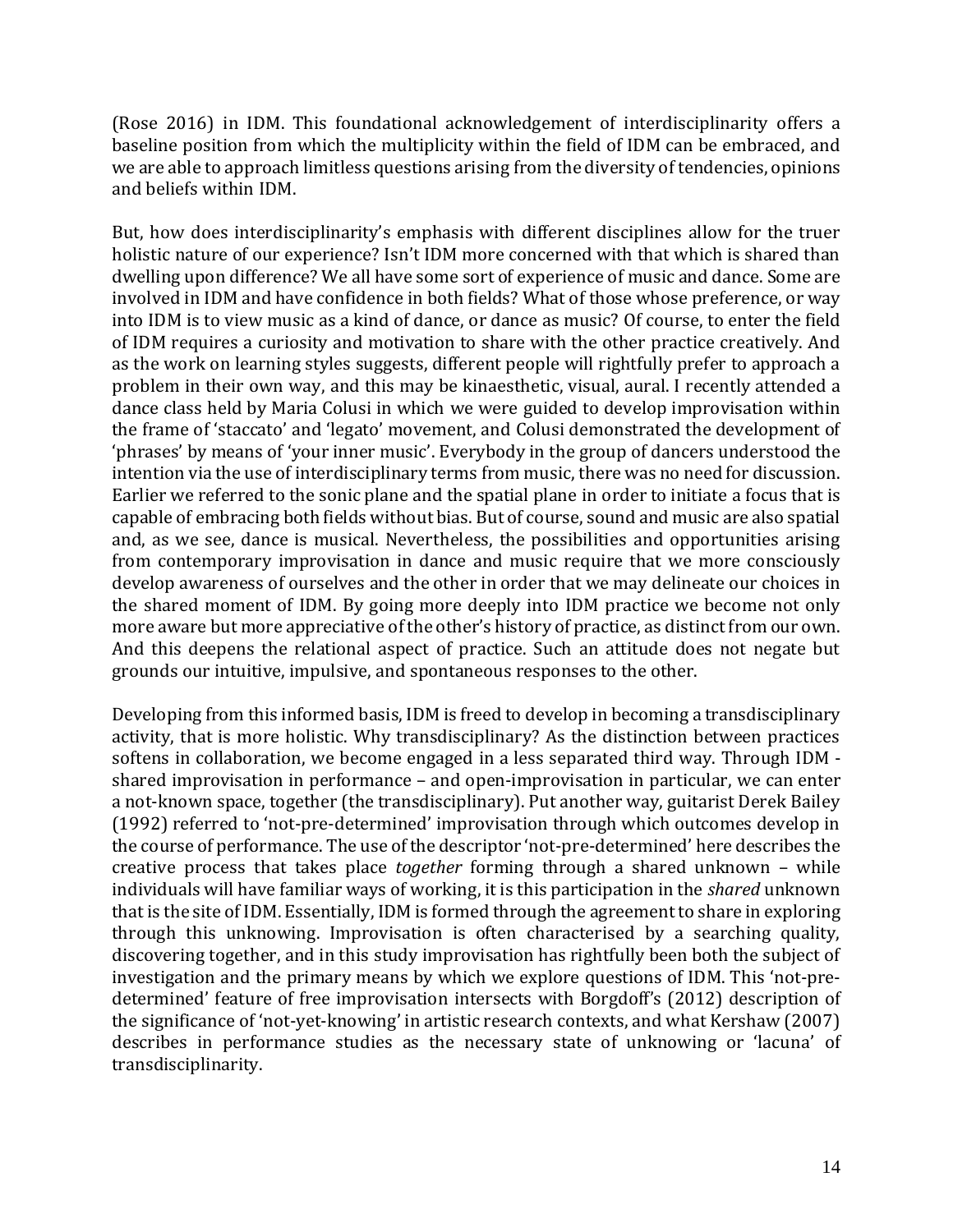(Rose 2016) in IDM. This foundational acknowledgement of interdisciplinarity offers a baseline position from which the multiplicity within the field of IDM can be embraced, and we are able to approach limitless questions arising from the diversity of tendencies, opinions and beliefs within IDM.

But, how does interdisciplinarity's emphasis with different disciplines allow for the truer holistic nature of our experience? Isn't IDM more concerned with that which is shared than dwelling upon difference? We all have some sort of experience of music and dance. Some are involved in IDM and have confidence in both fields? What of those whose preference, or way into IDM is to view music as a kind of dance, or dance as music? Of course, to enter the field of IDM requires a curiosity and motivation to share with the other practice creatively. And as the work on learning styles suggests, different people will rightfully prefer to approach a problem in their own way, and this may be kinaesthetic, visual, aural. I recently attended a dance class held by Maria Colusi in which we were guided to develop improvisation within the frame of 'staccato' and 'legato' movement, and Colusi demonstrated the development of 'phrases' by means of 'your inner music'. Everybody in the group of dancers understood the intention via the use of interdisciplinary terms from music, there was no need for discussion. Earlier we referred to the sonic plane and the spatial plane in order to initiate a focus that is capable of embracing both fields without bias. But of course, sound and music are also spatial and, as we see, dance is musical. Nevertheless, the possibilities and opportunities arising from contemporary improvisation in dance and music require that we more consciously develop awareness of ourselves and the other in order that we may delineate our choices in the shared moment of IDM. By going more deeply into IDM practice we become not only more aware but more appreciative of the other's history of practice, as distinct from our own. And this deepens the relational aspect of practice. Such an attitude does not negate but grounds our intuitive, impulsive, and spontaneous responses to the other.

Developing from this informed basis, IDM is freed to develop in becoming a transdisciplinary activity, that is more holistic. Why transdisciplinary? As the distinction between practices softens in collaboration, we become engaged in a less separated third way. Through IDM - shared improvisation in performance – and open-improvisation in particular, we can enter a not-known space, together (the transdisciplinary). Put another way, guitarist Derek Bailey (1992) referred to 'not-pre-determined' improvisation through which outcomes develop in the course of performance. The use of the descriptor 'not-pre-determined' here describes the creative process that takes place *together* forming through a shared unknown – while individuals will have familiar ways of working, it is this participation in the *shared* unknown that is the site of IDM. Essentially, IDM is formed through the agreement to share in exploring through this unknowing. Improvisation is often characterised by a searching quality, discovering together, and in this study improvisation has rightfully been both the subject of investigation and the primary means by which we explore questions of IDM. This 'not-pre-determined' feature of free improvisation intersects with Borgdoff's (2012) description of the significance of 'not-yet-knowing' in artistic research contexts, and what Kershaw (2007) describes in performance studies as the necessary state of unknowing or 'lacuna' of transdisciplinarity.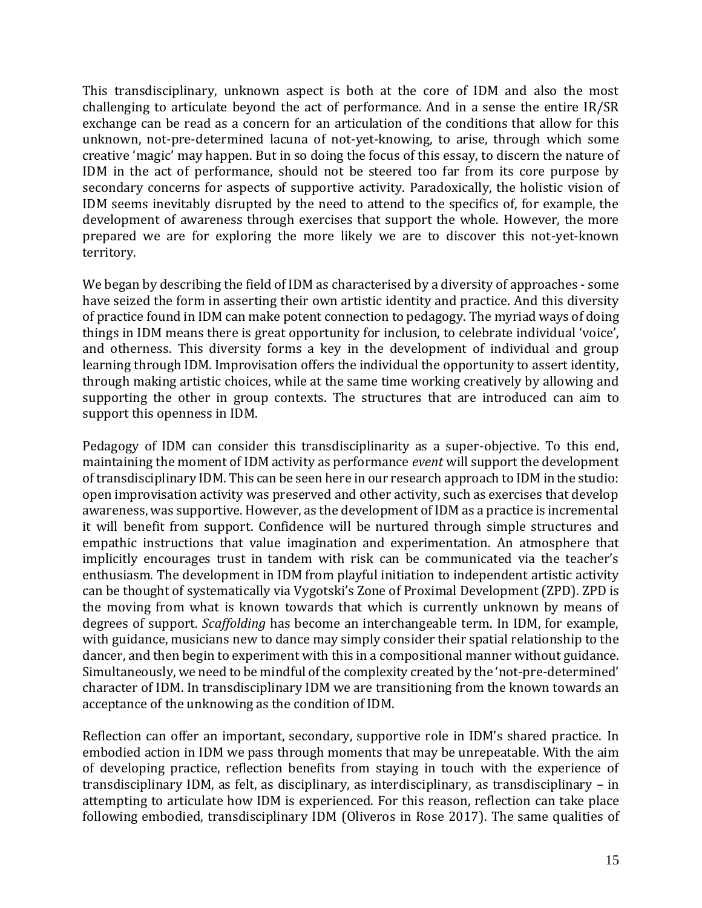This transdisciplinary, unknown aspect is both at the core of IDM and also the most challenging to articulate beyond the act of performance. And in a sense the entire IR/SR exchange can be read as a concern for an articulation of the conditions that allow for this unknown, not-pre-determined lacuna of not-yet-knowing, to arise, through which some creative 'magic' may happen. But in so doing the focus of this essay, to discern the nature of IDM in the act of performance, should not be steered too far from its core purpose by secondary concerns for aspects of supportive activity. Paradoxically, the holistic vision of IDM seems inevitably disrupted by the need to attend to the specifics of, for example, the development of awareness through exercises that support the whole. However, the more prepared we are for exploring the more likely we are to discover this not-yet-known territory.

We began by describing the field of IDM as characterised by a diversity of approaches - some have seized the form in asserting their own artistic identity and practice. And this diversity of practice found in IDM can make potent connection to pedagogy. The myriad ways of doing things in IDM means there is great opportunity for inclusion, to celebrate individual 'voice', and otherness. This diversity forms a key in the development of individual and group learning through IDM. Improvisation offers the individual the opportunity to assert identity, through making artistic choices, while at the same time working creatively by allowing and supporting the other in group contexts. The structures that are introduced can aim to support this openness in IDM.

Pedagogy of IDM can consider this transdisciplinarity as a super-objective. To this end, maintaining the moment of IDM activity as performance *event* will support the development of transdisciplinary IDM. This can be seen here in our research approach to IDM in the studio: open improvisation activity was preserved and other activity, such as exercises that develop awareness, was supportive. However, as the development of IDM as a practice is incremental it will benefit from support. Confidence will be nurtured through simple structures and empathic instructions that value imagination and experimentation. An atmosphere that implicitly encourages trust in tandem with risk can be communicated via the teacher's enthusiasm. The development in IDM from playful initiation to independent artistic activity can be thought of systematically via Vygotski's Zone of Proximal Development (ZPD). ZPD is the moving from what is known towards that which is currently unknown by means of degrees of support. *Scaffolding* has become an interchangeable term. In IDM, for example, with guidance, musicians new to dance may simply consider their spatial relationship to the dancer, and then begin to experiment with this in a compositional manner without guidance. Simultaneously, we need to be mindful of the complexity created by the 'not-pre-determined' character of IDM. In transdisciplinary IDM we are transitioning from the known towards an acceptance of the unknowing as the condition of IDM.

Reflection can offer an important, secondary, supportive role in IDM's shared practice. In embodied action in IDM we pass through moments that may be unrepeatable. With the aim of developing practice, reflection benefits from staying in touch with the experience of transdisciplinary IDM, as felt, as disciplinary, as interdisciplinary, as transdisciplinary – in attempting to articulate how IDM is experienced. For this reason, reflection can take place following embodied, transdisciplinary IDM (Oliveros in Rose 2017). The same qualities of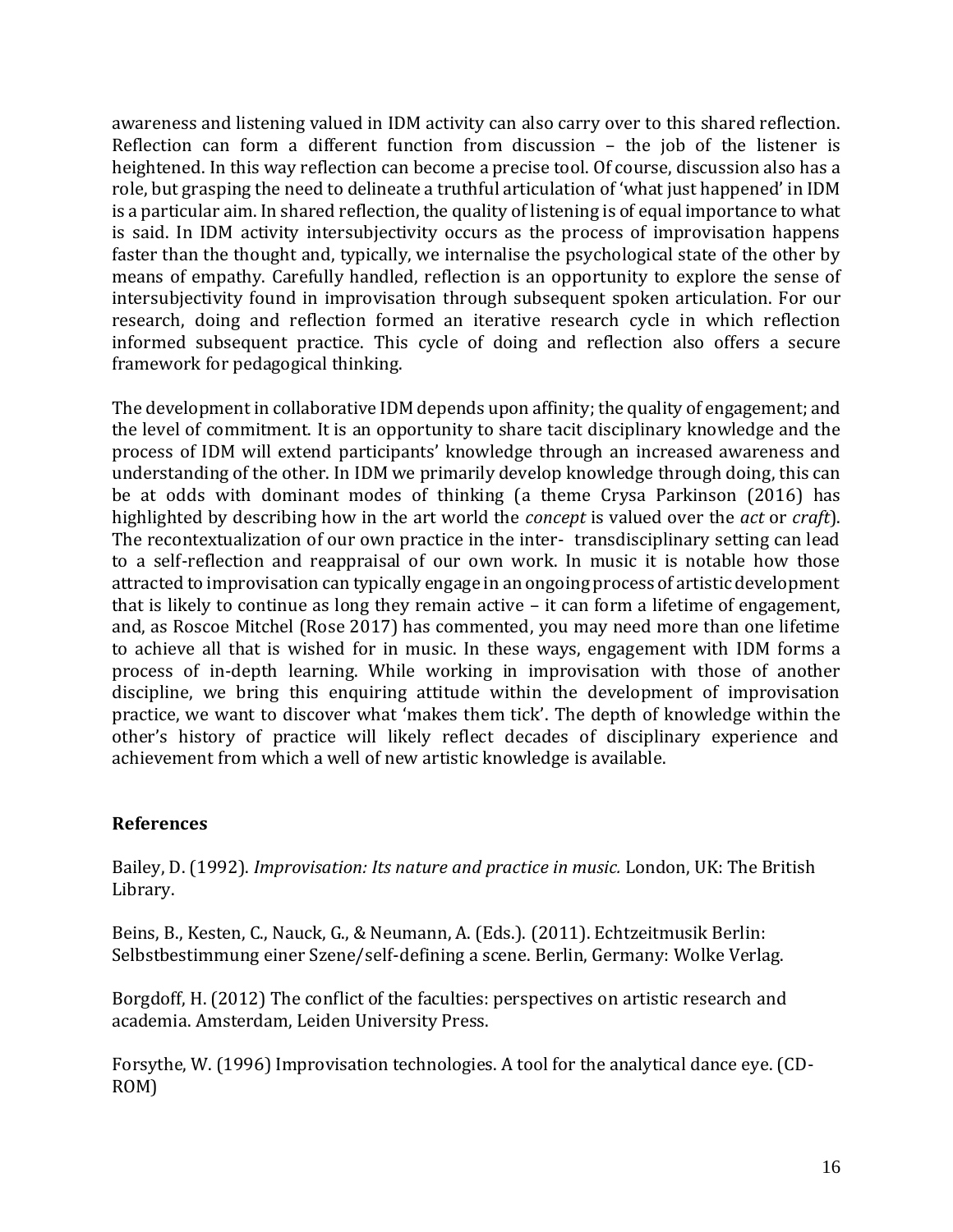awareness and listening valued in IDM activity can also carry over to this shared reflection. Reflection can form a different function from discussion – the job of the listener is heightened. In this way reflection can become a precise tool. Of course, discussion also has a role, but grasping the need to delineate a truthful articulation of 'what just happened' in IDM is a particular aim. In shared reflection, the quality of listening is of equal importance to what is said. In IDM activity intersubjectivity occurs as the process of improvisation happens faster than the thought and, typically, we internalise the psychological state of the other by means of empathy. Carefully handled, reflection is an opportunity to explore the sense of intersubjectivity found in improvisation through subsequent spoken articulation. For our research, doing and reflection formed an iterative research cycle in which reflection informed subsequent practice. This cycle of doing and reflection also offers a secure framework for pedagogical thinking.

The development in collaborative IDM depends upon affinity; the quality of engagement; and the level of commitment. It is an opportunity to share tacit disciplinary knowledge and the process of IDM will extend participants' knowledge through an increased awareness and understanding of the other. In IDM we primarily develop knowledge through doing, this can be at odds with dominant modes of thinking (a theme Crysa Parkinson (2016) has highlighted by describing how in the art world the *concept* is valued over the *act* or *craft*). The recontextualization of our own practice in the inter- transdisciplinary setting can lead to a self-reflection and reappraisal of our own work. In music it is notable how those attracted to improvisation can typically engage in an ongoing process of artistic development that is likely to continue as long they remain active – it can form a lifetime of engagement, and, as Roscoe Mitchel (Rose 2017) has commented, you may need more than one lifetime to achieve all that is wished for in music. In these ways, engagement with IDM forms a process of in-depth learning. While working in improvisation with those of another discipline, we bring this enquiring attitude within the development of improvisation practice, we want to discover what 'makes them tick'. The depth of knowledge within the other's history of practice will likely reflect decades of disciplinary experience and achievement from which a well of new artistic knowledge is available.

## References

Bailey, D. (1992). *Improvisation: Its nature and practice in music.* London, UK: The British Library.

Beins, B., Kesten, C., Nauck, G., & Neumann, A. (Eds.). (2011). Echtzeitmusik Berlin: Selbstbestimmung einer Szene/self-defining a scene. Berlin, Germany: Wolke Verlag.

Borgdoff, H. (2012) The conflict of the faculties: perspectives on artistic research and academia. Amsterdam, Leiden University Press.

Forsythe, W. (1996) Improvisation technologies. A tool for the analytical dance eye. (CD-ROM)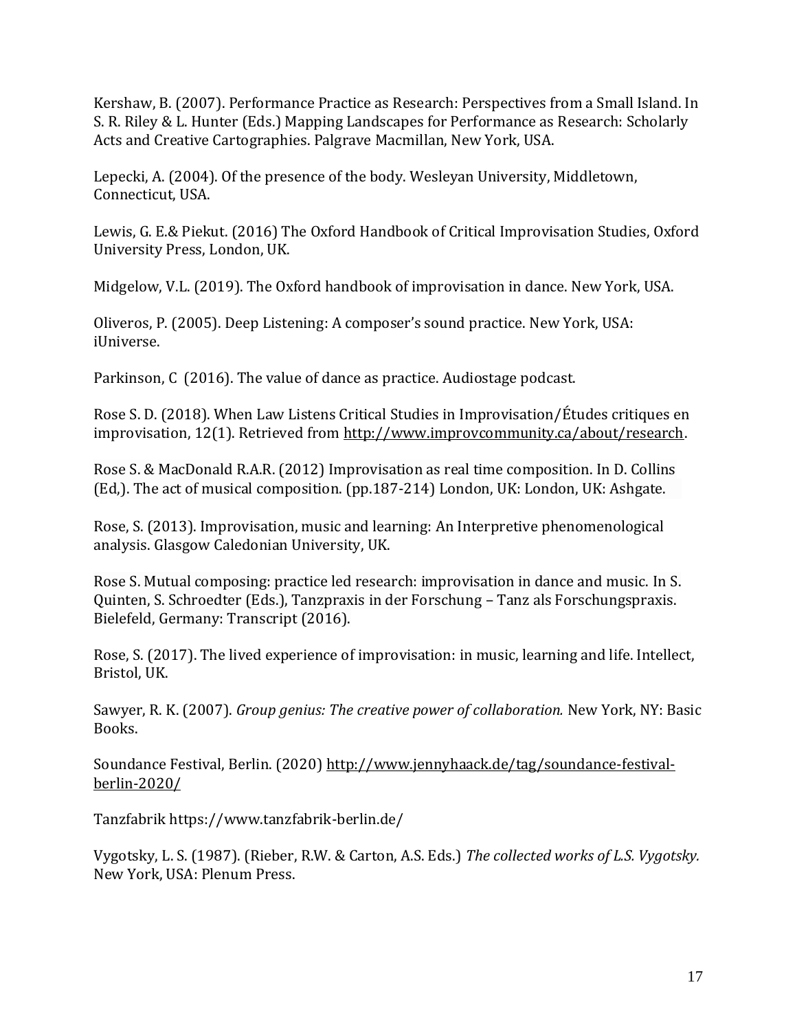Kershaw, B. (2007). Performance Practice as Research: Perspectives from a Small Island. In S. R. Riley & L. Hunter (Eds.) Mapping Landscapes for Performance as Research: Scholarly Acts and Creative Cartographies. Palgrave Macmillan, New York, USA.

Lepecki, A. (2004). Of the presence of the body. Wesleyan University, Middletown, Connecticut, USA.

Lewis, G. E.& Piekut. (2016) The Oxford Handbook of Critical Improvisation Studies, Oxford University Press, London, UK.

Midgelow, V.L. (2019). The Oxford handbook of improvisation in dance. New York, USA.

Oliveros, P. (2005). Deep Listening: A composer's sound practice. New York, USA: iUniverse.

Parkinson, C (2016). The value of dance as practice. Audiostage podcast.

Rose S. D. (2018). When Law Listens Critical Studies in Improvisation/Études critiques en improvisation, 12(1). Retrieved from http://www.improvcommunity.ca/about/research.

Rose S. & MacDonald R.A.R. (2012) Improvisation as real time composition. In D. Collins (Ed,). The act of musical composition. (pp.187-214) London, UK: London, UK: Ashgate.

Rose, S. (2013). Improvisation, music and learning: An Interpretive phenomenological analysis. Glasgow Caledonian University, UK.

Rose S. Mutual composing: practice led research: improvisation in dance and music. In S. Quinten, S. Schroedter (Eds.), Tanzpraxis in der Forschung – Tanz als Forschungspraxis. Bielefeld, Germany: Transcript (2016).

Rose, S. (2017). The lived experience of improvisation: in music, learning and life. Intellect, Bristol, UK.

Sawyer, R. K. (2007). *Group genius: The creative power of collaboration.* New York, NY: Basic Books.

Soundance Festival, Berlin. (2020) http://www.jennyhaack.de/tag/soundance-festival-berlin-2020/

Tanzfabrik https://www.tanzfabrik-berlin.de/

Vygotsky, L. S. (1987). (Rieber, R.W. & Carton, A.S. Eds.) *The collected works of L.S. Vygotsky.* New York, USA: Plenum Press.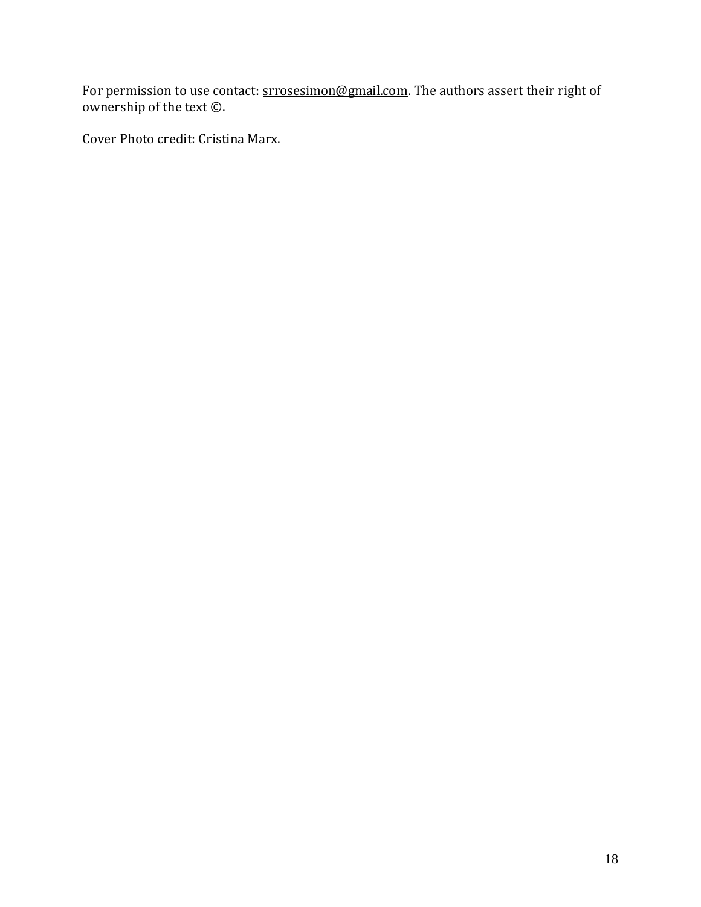For permission to use contact: srrosesimon@gmail.com. The authors assert their right of ownership of the text ©.

Cover Photo credit: Cristina Marx.